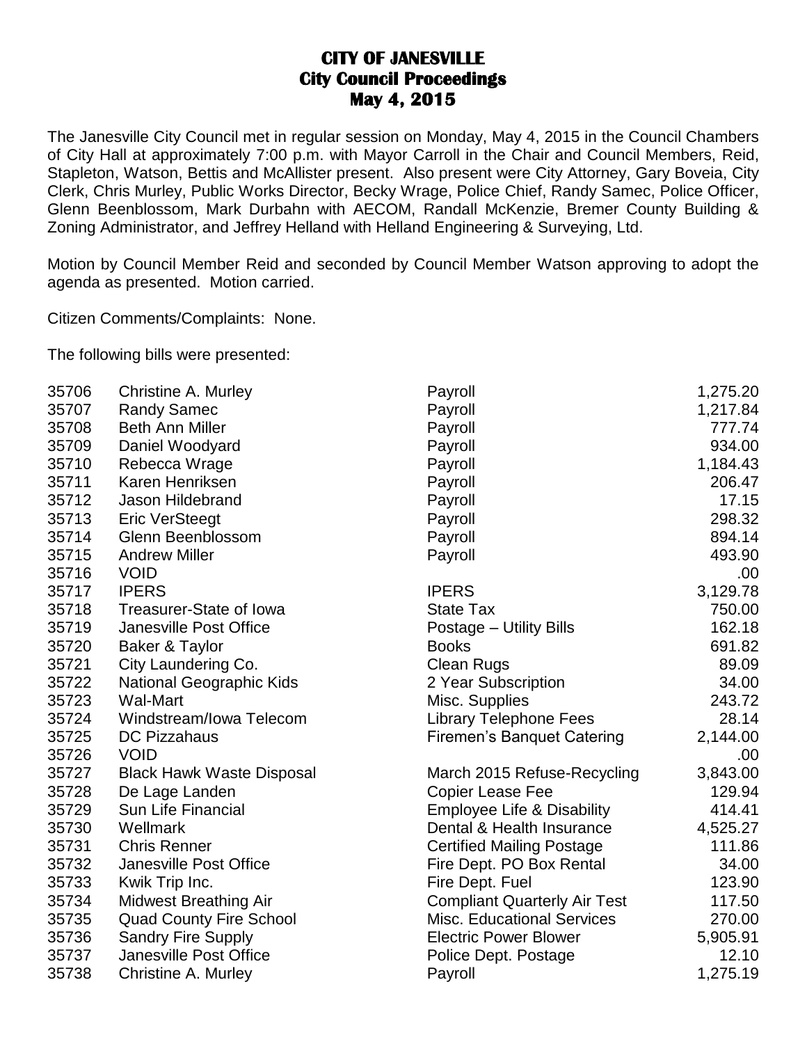# CITY OF JANESVILLE
## City Council Proceedings
## May 4, 2015

The Janesville City Council met in regular session on Monday, May 4, 2015 in the Council Chambers of City Hall at approximately 7:00 p.m. with Mayor Carroll in the Chair and Council Members, Reid, Stapleton, Watson, Bettis and McAllister present. Also present were City Attorney, Gary Boveia, City Clerk, Chris Murley, Public Works Director, Becky Wrage, Police Chief, Randy Samec, Police Officer, Glenn Beenblossom, Mark Durbahn with AECOM, Randall McKenzie, Bremer County Building & Zoning Administrator, and Jeffrey Helland with Helland Engineering & Surveying, Ltd.

Motion by Council Member Reid and seconded by Council Member Watson approving to adopt the agenda as presented. Motion carried.

Citizen Comments/Complaints: None.

The following bills were presented:

| | | | |
|---|---|---|---|
| 35706 | Christine A. Murley | Payroll | 1,275.20 |
| 35707 | Randy Samec | Payroll | 1,217.84 |
| 35708 | Beth Ann Miller | Payroll | 777.74 |
| 35709 | Daniel Woodyard | Payroll | 934.00 |
| 35710 | Rebecca Wrage | Payroll | 1,184.43 |
| 35711 | Karen Henriksen | Payroll | 206.47 |
| 35712 | Jason Hildebrand | Payroll | 17.15 |
| 35713 | Eric VerSteegt | Payroll | 298.32 |
| 35714 | Glenn Beenblossom | Payroll | 894.14 |
| 35715 | Andrew Miller | Payroll | 493.90 |
| 35716 | VOID | | .00 |
| 35717 | IPERS | IPERS | 3,129.78 |
| 35718 | Treasurer-State of Iowa | State Tax | 750.00 |
| 35719 | Janesville Post Office | Postage – Utility Bills | 162.18 |
| 35720 | Baker & Taylor | Books | 691.82 |
| 35721 | City Laundering Co. | Clean Rugs | 89.09 |
| 35722 | National Geographic Kids | 2 Year Subscription | 34.00 |
| 35723 | Wal-Mart | Misc. Supplies | 243.72 |
| 35724 | Windstream/Iowa Telecom | Library Telephone Fees | 28.14 |
| 35725 | DC Pizzahaus | Firemen's Banquet Catering | 2,144.00 |
| 35726 | VOID | | .00 |
| 35727 | Black Hawk Waste Disposal | March 2015 Refuse-Recycling | 3,843.00 |
| 35728 | De Lage Landen | Copier Lease Fee | 129.94 |
| 35729 | Sun Life Financial | Employee Life & Disability | 414.41 |
| 35730 | Wellmark | Dental & Health Insurance | 4,525.27 |
| 35731 | Chris Renner | Certified Mailing Postage | 111.86 |
| 35732 | Janesville Post Office | Fire Dept. PO Box Rental | 34.00 |
| 35733 | Kwik Trip Inc. | Fire Dept. Fuel | 123.90 |
| 35734 | Midwest Breathing Air | Compliant Quarterly Air Test | 117.50 |
| 35735 | Quad County Fire School | Misc. Educational Services | 270.00 |
| 35736 | Sandry Fire Supply | Electric Power Blower | 5,905.91 |
| 35737 | Janesville Post Office | Police Dept. Postage | 12.10 |
| 35738 | Christine A. Murley | Payroll | 1,275.19 |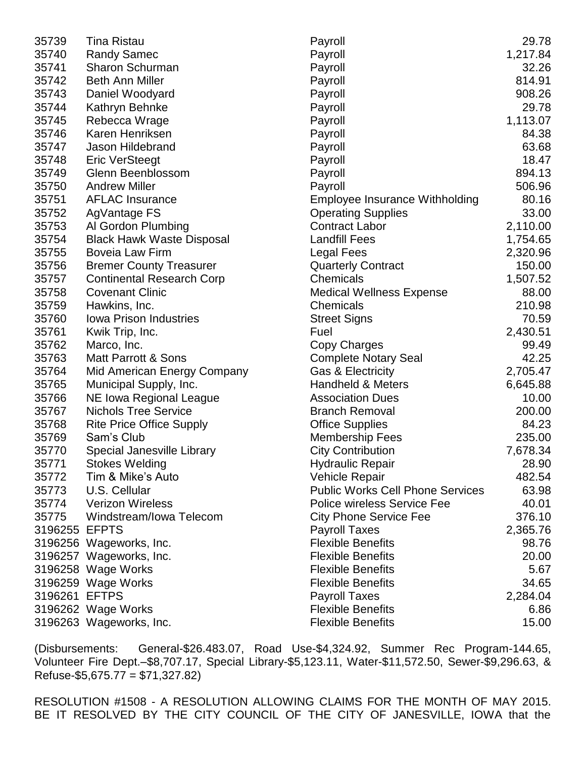| | | | |
|---|---|---|---|
| 35739 | Tina Ristau | Payroll | 29.78 |
| 35740 | Randy Samec | Payroll | 1,217.84 |
| 35741 | Sharon Schurman | Payroll | 32.26 |
| 35742 | Beth Ann Miller | Payroll | 814.91 |
| 35743 | Daniel Woodyard | Payroll | 908.26 |
| 35744 | Kathryn Behnke | Payroll | 29.78 |
| 35745 | Rebecca Wrage | Payroll | 1,113.07 |
| 35746 | Karen Henriksen | Payroll | 84.38 |
| 35747 | Jason Hildebrand | Payroll | 63.68 |
| 35748 | Eric VerSteegt | Payroll | 18.47 |
| 35749 | Glenn Beenblossom | Payroll | 894.13 |
| 35750 | Andrew Miller | Payroll | 506.96 |
| 35751 | AFLAC Insurance | Employee Insurance Withholding | 80.16 |
| 35752 | AgVantage FS | Operating Supplies | 33.00 |
| 35753 | Al Gordon Plumbing | Contract Labor | 2,110.00 |
| 35754 | Black Hawk Waste Disposal | Landfill Fees | 1,754.65 |
| 35755 | Boveia Law Firm | Legal Fees | 2,320.96 |
| 35756 | Bremer County Treasurer | Quarterly Contract | 150.00 |
| 35757 | Continental Research Corp | Chemicals | 1,507.52 |
| 35758 | Covenant Clinic | Medical Wellness Expense | 88.00 |
| 35759 | Hawkins, Inc. | Chemicals | 210.98 |
| 35760 | Iowa Prison Industries | Street Signs | 70.59 |
| 35761 | Kwik Trip, Inc. | Fuel | 2,430.51 |
| 35762 | Marco, Inc. | Copy Charges | 99.49 |
| 35763 | Matt Parrott & Sons | Complete Notary Seal | 42.25 |
| 35764 | Mid American Energy Company | Gas & Electricity | 2,705.47 |
| 35765 | Municipal Supply, Inc. | Handheld & Meters | 6,645.88 |
| 35766 | NE Iowa Regional League | Association Dues | 10.00 |
| 35767 | Nichols Tree Service | Branch Removal | 200.00 |
| 35768 | Rite Price Office Supply | Office Supplies | 84.23 |
| 35769 | Sam's Club | Membership Fees | 235.00 |
| 35770 | Special Janesville Library | City Contribution | 7,678.34 |
| 35771 | Stokes Welding | Hydraulic Repair | 28.90 |
| 35772 | Tim & Mike's Auto | Vehicle Repair | 482.54 |
| 35773 | U.S. Cellular | Public Works Cell Phone Services | 63.98 |
| 35774 | Verizon Wireless | Police wireless Service Fee | 40.01 |
| 35775 | Windstream/Iowa Telecom | City Phone Service Fee | 376.10 |
| 3196255 | EFPTS | Payroll Taxes | 2,365.76 |
| 3196256 | Wageworks, Inc. | Flexible Benefits | 98.76 |
| 3196257 | Wageworks, Inc. | Flexible Benefits | 20.00 |
| 3196258 | Wage Works | Flexible Benefits | 5.67 |
| 3196259 | Wage Works | Flexible Benefits | 34.65 |
| 3196261 | EFTPS | Payroll Taxes | 2,284.04 |
| 3196262 | Wage Works | Flexible Benefits | 6.86 |
| 3196263 | Wageworks, Inc. | Flexible Benefits | 15.00 |

(Disbursements: General-$26.483.07, Road Use-$4,324.92, Summer Rec Program-144.65, Volunteer Fire Dept.–$8,707.17, Special Library-$5,123.11, Water-$11,572.50, Sewer-$9,296.63, & Refuse-$5,675.77 = $71,327.82)

RESOLUTION #1508 - A RESOLUTION ALLOWING CLAIMS FOR THE MONTH OF MAY 2015. BE IT RESOLVED BY THE CITY COUNCIL OF THE CITY OF JANESVILLE, IOWA that the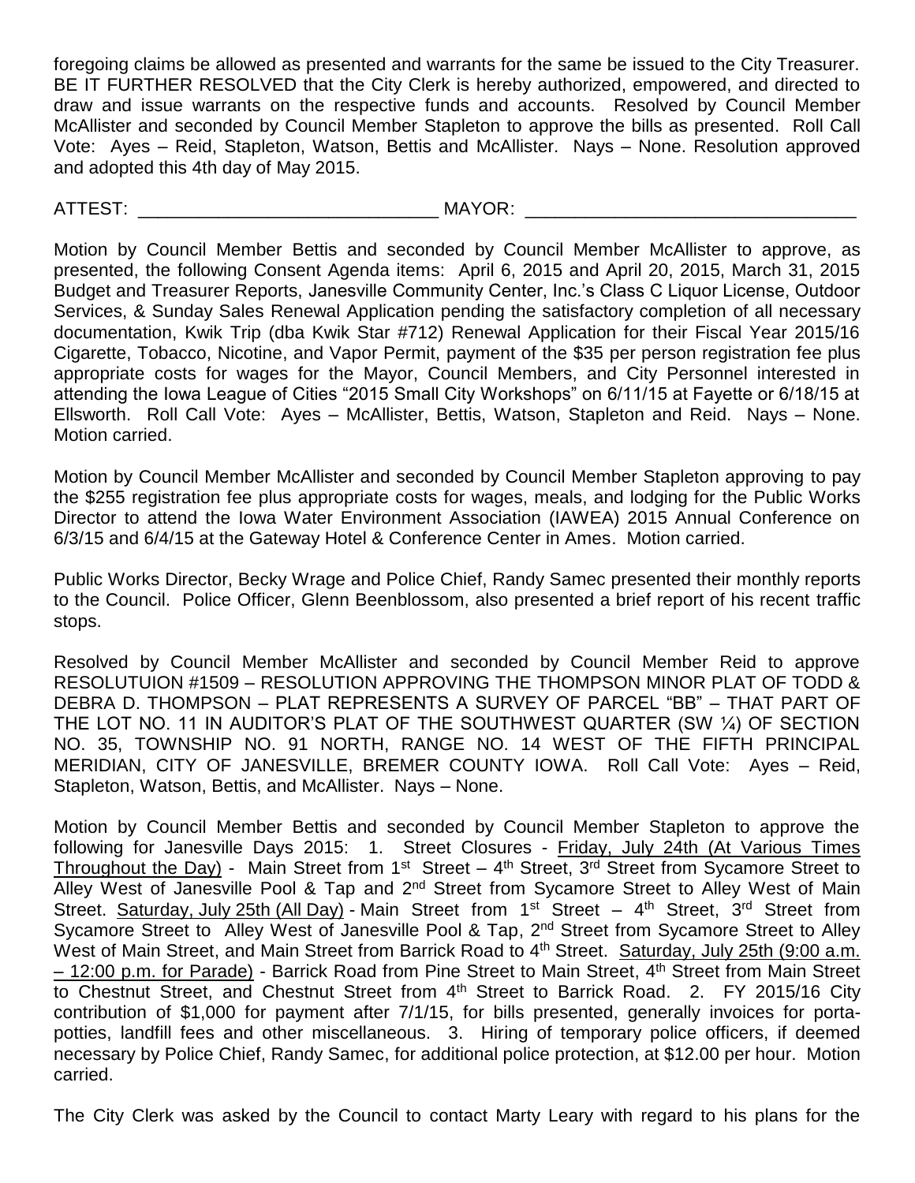foregoing claims be allowed as presented and warrants for the same be issued to the City Treasurer. BE IT FURTHER RESOLVED that the City Clerk is hereby authorized, empowered, and directed to draw and issue warrants on the respective funds and accounts. Resolved by Council Member McAllister and seconded by Council Member Stapleton to approve the bills as presented. Roll Call Vote: Ayes – Reid, Stapleton, Watson, Bettis and McAllister. Nays – None. Resolution approved and adopted this 4th day of May 2015.

ATTEST: ______________________________ MAYOR: _________________________________

Motion by Council Member Bettis and seconded by Council Member McAllister to approve, as presented, the following Consent Agenda items: April 6, 2015 and April 20, 2015, March 31, 2015 Budget and Treasurer Reports, Janesville Community Center, Inc.'s Class C Liquor License, Outdoor Services, & Sunday Sales Renewal Application pending the satisfactory completion of all necessary documentation, Kwik Trip (dba Kwik Star #712) Renewal Application for their Fiscal Year 2015/16 Cigarette, Tobacco, Nicotine, and Vapor Permit, payment of the $35 per person registration fee plus appropriate costs for wages for the Mayor, Council Members, and City Personnel interested in attending the Iowa League of Cities "2015 Small City Workshops" on 6/11/15 at Fayette or 6/18/15 at Ellsworth. Roll Call Vote: Ayes – McAllister, Bettis, Watson, Stapleton and Reid. Nays – None. Motion carried.

Motion by Council Member McAllister and seconded by Council Member Stapleton approving to pay the $255 registration fee plus appropriate costs for wages, meals, and lodging for the Public Works Director to attend the Iowa Water Environment Association (IAWEA) 2015 Annual Conference on 6/3/15 and 6/4/15 at the Gateway Hotel & Conference Center in Ames. Motion carried.

Public Works Director, Becky Wrage and Police Chief, Randy Samec presented their monthly reports to the Council. Police Officer, Glenn Beenblossom, also presented a brief report of his recent traffic stops.

Resolved by Council Member McAllister and seconded by Council Member Reid to approve RESOLUTUION #1509 – RESOLUTION APPROVING THE THOMPSON MINOR PLAT OF TODD & DEBRA D. THOMPSON – PLAT REPRESENTS A SURVEY OF PARCEL "BB" – THAT PART OF THE LOT NO. 11 IN AUDITOR'S PLAT OF THE SOUTHWEST QUARTER (SW ¼) OF SECTION NO. 35, TOWNSHIP NO. 91 NORTH, RANGE NO. 14 WEST OF THE FIFTH PRINCIPAL MERIDIAN, CITY OF JANESVILLE, BREMER COUNTY IOWA. Roll Call Vote: Ayes – Reid, Stapleton, Watson, Bettis, and McAllister. Nays – None.

Motion by Council Member Bettis and seconded by Council Member Stapleton to approve the following for Janesville Days 2015: 1. Street Closures - Friday, July 24th (At Various Times Throughout the Day) - Main Street from 1st Street – 4th Street, 3rd Street from Sycamore Street to Alley West of Janesville Pool & Tap and 2nd Street from Sycamore Street to Alley West of Main Street. Saturday, July 25th (All Day) - Main Street from 1st Street – 4th Street, 3rd Street from Sycamore Street to Alley West of Janesville Pool & Tap, 2nd Street from Sycamore Street to Alley West of Main Street, and Main Street from Barrick Road to 4th Street. Saturday, July 25th (9:00 a.m. – 12:00 p.m. for Parade) - Barrick Road from Pine Street to Main Street, 4th Street from Main Street to Chestnut Street, and Chestnut Street from 4th Street to Barrick Road. 2. FY 2015/16 City contribution of $1,000 for payment after 7/1/15, for bills presented, generally invoices for porta-potties, landfill fees and other miscellaneous. 3. Hiring of temporary police officers, if deemed necessary by Police Chief, Randy Samec, for additional police protection, at $12.00 per hour. Motion carried.

The City Clerk was asked by the Council to contact Marty Leary with regard to his plans for the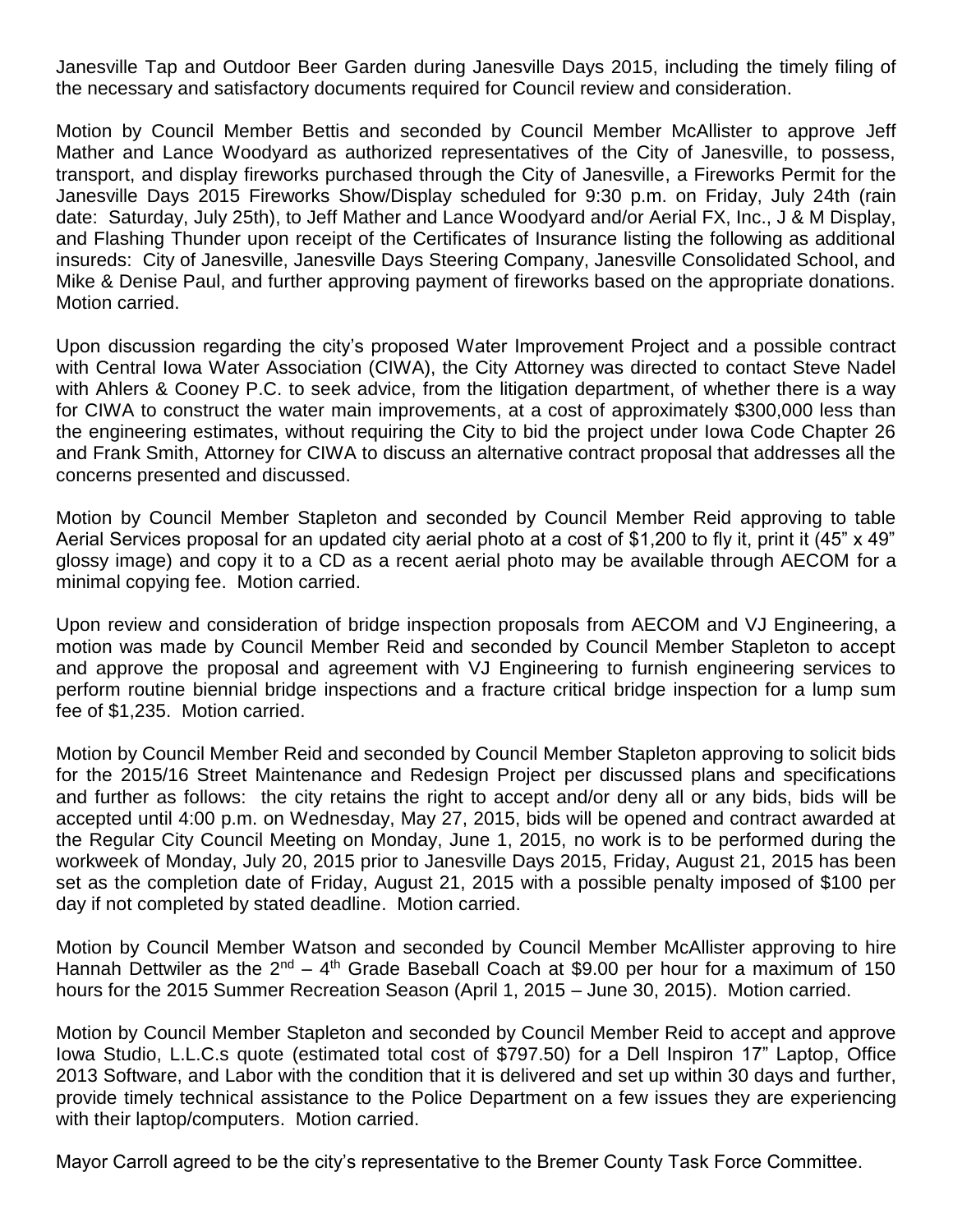Janesville Tap and Outdoor Beer Garden during Janesville Days 2015, including the timely filing of the necessary and satisfactory documents required for Council review and consideration.

Motion by Council Member Bettis and seconded by Council Member McAllister to approve Jeff Mather and Lance Woodyard as authorized representatives of the City of Janesville, to possess, transport, and display fireworks purchased through the City of Janesville, a Fireworks Permit for the Janesville Days 2015 Fireworks Show/Display scheduled for 9:30 p.m. on Friday, July 24th (rain date: Saturday, July 25th), to Jeff Mather and Lance Woodyard and/or Aerial FX, Inc., J & M Display, and Flashing Thunder upon receipt of the Certificates of Insurance listing the following as additional insureds: City of Janesville, Janesville Days Steering Company, Janesville Consolidated School, and Mike & Denise Paul, and further approving payment of fireworks based on the appropriate donations. Motion carried.

Upon discussion regarding the city's proposed Water Improvement Project and a possible contract with Central Iowa Water Association (CIWA), the City Attorney was directed to contact Steve Nadel with Ahlers & Cooney P.C. to seek advice, from the litigation department, of whether there is a way for CIWA to construct the water main improvements, at a cost of approximately $300,000 less than the engineering estimates, without requiring the City to bid the project under Iowa Code Chapter 26 and Frank Smith, Attorney for CIWA to discuss an alternative contract proposal that addresses all the concerns presented and discussed.

Motion by Council Member Stapleton and seconded by Council Member Reid approving to table Aerial Services proposal for an updated city aerial photo at a cost of $1,200 to fly it, print it (45" x 49" glossy image) and copy it to a CD as a recent aerial photo may be available through AECOM for a minimal copying fee. Motion carried.

Upon review and consideration of bridge inspection proposals from AECOM and VJ Engineering, a motion was made by Council Member Reid and seconded by Council Member Stapleton to accept and approve the proposal and agreement with VJ Engineering to furnish engineering services to perform routine biennial bridge inspections and a fracture critical bridge inspection for a lump sum fee of $1,235. Motion carried.

Motion by Council Member Reid and seconded by Council Member Stapleton approving to solicit bids for the 2015/16 Street Maintenance and Redesign Project per discussed plans and specifications and further as follows: the city retains the right to accept and/or deny all or any bids, bids will be accepted until 4:00 p.m. on Wednesday, May 27, 2015, bids will be opened and contract awarded at the Regular City Council Meeting on Monday, June 1, 2015, no work is to be performed during the workweek of Monday, July 20, 2015 prior to Janesville Days 2015, Friday, August 21, 2015 has been set as the completion date of Friday, August 21, 2015 with a possible penalty imposed of $100 per day if not completed by stated deadline. Motion carried.

Motion by Council Member Watson and seconded by Council Member McAllister approving to hire Hannah Dettwiler as the 2nd – 4th Grade Baseball Coach at $9.00 per hour for a maximum of 150 hours for the 2015 Summer Recreation Season (April 1, 2015 – June 30, 2015). Motion carried.

Motion by Council Member Stapleton and seconded by Council Member Reid to accept and approve Iowa Studio, L.L.C.s quote (estimated total cost of $797.50) for a Dell Inspiron 17" Laptop, Office 2013 Software, and Labor with the condition that it is delivered and set up within 30 days and further, provide timely technical assistance to the Police Department on a few issues they are experiencing with their laptop/computers. Motion carried.

Mayor Carroll agreed to be the city's representative to the Bremer County Task Force Committee.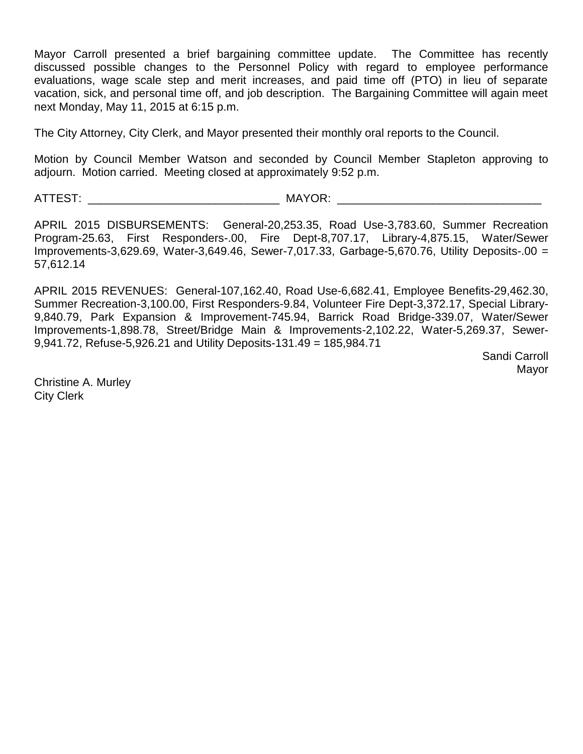Mayor Carroll presented a brief bargaining committee update. The Committee has recently discussed possible changes to the Personnel Policy with regard to employee performance evaluations, wage scale step and merit increases, and paid time off (PTO) in lieu of separate vacation, sick, and personal time off, and job description. The Bargaining Committee will again meet next Monday, May 11, 2015 at 6:15 p.m.

The City Attorney, City Clerk, and Mayor presented their monthly oral reports to the Council.

Motion by Council Member Watson and seconded by Council Member Stapleton approving to adjourn. Motion carried. Meeting closed at approximately 9:52 p.m.

ATTEST: ______________________________ MAYOR: ________________________________

APRIL 2015 DISBURSEMENTS: General-20,253.35, Road Use-3,783.60, Summer Recreation Program-25.63, First Responders-.00, Fire Dept-8,707.17, Library-4,875.15, Water/Sewer Improvements-3,629.69, Water-3,649.46, Sewer-7,017.33, Garbage-5,670.76, Utility Deposits-.00 = 57,612.14

APRIL 2015 REVENUES: General-107,162.40, Road Use-6,682.41, Employee Benefits-29,462.30, Summer Recreation-3,100.00, First Responders-9.84, Volunteer Fire Dept-3,372.17, Special Library-9,840.79, Park Expansion & Improvement-745.94, Barrick Road Bridge-339.07, Water/Sewer Improvements-1,898.78, Street/Bridge Main & Improvements-2,102.22, Water-5,269.37, Sewer-9,941.72, Refuse-5,926.21 and Utility Deposits-131.49 = 185,984.71

Sandi Carroll
Mayor

Christine A. Murley
City Clerk